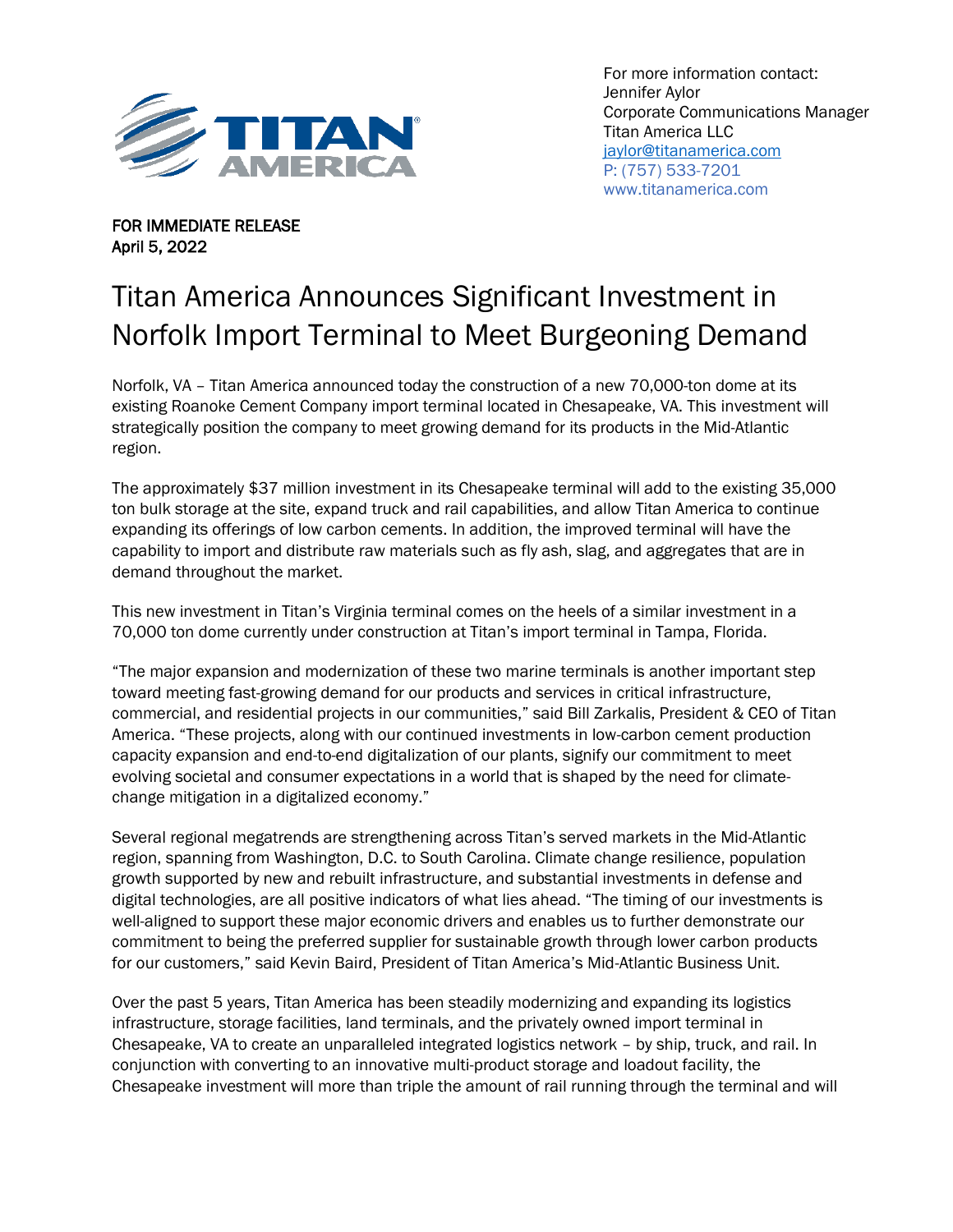For more information contact:
Jennifer Aylor
Corporate Communications Manager
Titan America LLC
jaylor@titanamerica.com
P: (757) 533-7201
www.titanamerica.com

FOR IMMEDIATE RELEASE
April 5, 2022

# Titan America Announces Significant Investment in Norfolk Import Terminal to Meet Burgeoning Demand

Norfolk, VA – Titan America announced today the construction of a new 70,000-ton dome at its existing Roanoke Cement Company import terminal located in Chesapeake, VA. This investment will strategically position the company to meet growing demand for its products in the Mid-Atlantic region.

The approximately $37 million investment in its Chesapeake terminal will add to the existing 35,000 ton bulk storage at the site, expand truck and rail capabilities, and allow Titan America to continue expanding its offerings of low carbon cements. In addition, the improved terminal will have the capability to import and distribute raw materials such as fly ash, slag, and aggregates that are in demand throughout the market.

This new investment in Titan's Virginia terminal comes on the heels of a similar investment in a 70,000 ton dome currently under construction at Titan's import terminal in Tampa, Florida.

"The major expansion and modernization of these two marine terminals is another important step toward meeting fast-growing demand for our products and services in critical infrastructure, commercial, and residential projects in our communities," said Bill Zarkalis, President & CEO of Titan America. "These projects, along with our continued investments in low-carbon cement production capacity expansion and end-to-end digitalization of our plants, signify our commitment to meet evolving societal and consumer expectations in a world that is shaped by the need for climate-change mitigation in a digitalized economy."

Several regional megatrends are strengthening across Titan's served markets in the Mid-Atlantic region, spanning from Washington, D.C. to South Carolina. Climate change resilience, population growth supported by new and rebuilt infrastructure, and substantial investments in defense and digital technologies, are all positive indicators of what lies ahead. "The timing of our investments is well-aligned to support these major economic drivers and enables us to further demonstrate our commitment to being the preferred supplier for sustainable growth through lower carbon products for our customers," said Kevin Baird, President of Titan America's Mid-Atlantic Business Unit.

Over the past 5 years, Titan America has been steadily modernizing and expanding its logistics infrastructure, storage facilities, land terminals, and the privately owned import terminal in Chesapeake, VA to create an unparalleled integrated logistics network – by ship, truck, and rail. In conjunction with converting to an innovative multi-product storage and loadout facility, the Chesapeake investment will more than triple the amount of rail running through the terminal and will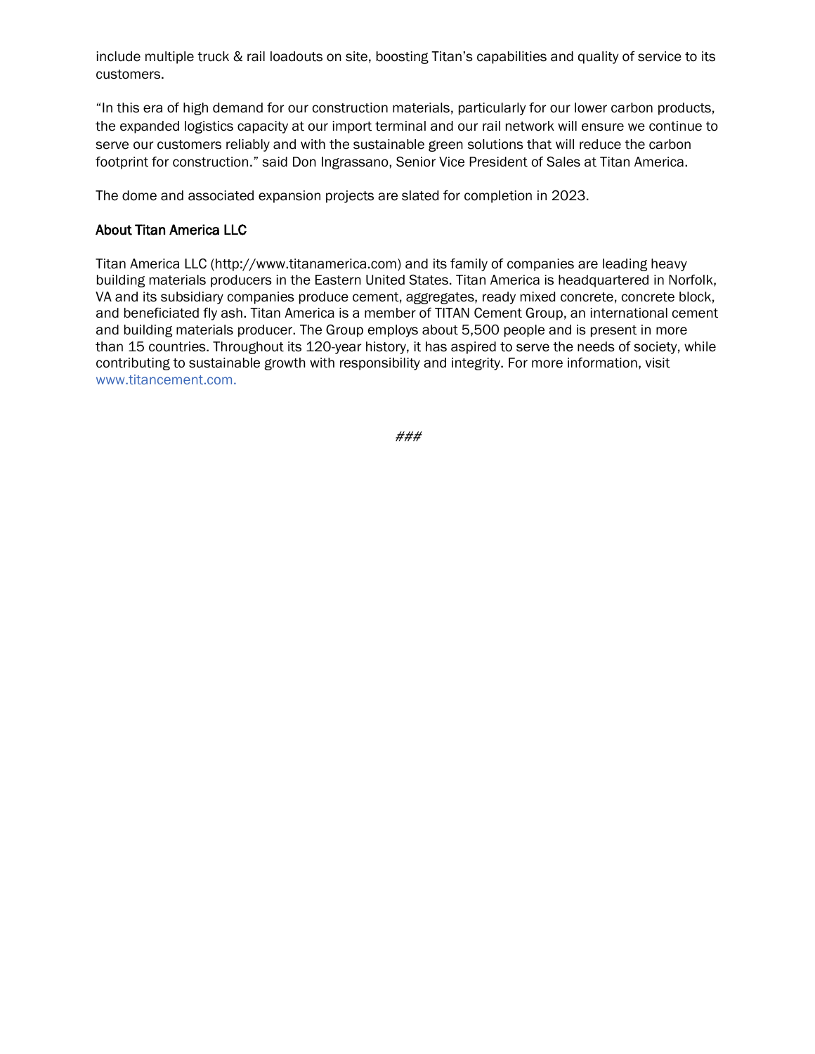include multiple truck & rail loadouts on site, boosting Titan's capabilities and quality of service to its customers.

"In this era of high demand for our construction materials, particularly for our lower carbon products, the expanded logistics capacity at our import terminal and our rail network will ensure we continue to serve our customers reliably and with the sustainable green solutions that will reduce the carbon footprint for construction." said Don Ingrassano, Senior Vice President of Sales at Titan America.

The dome and associated expansion projects are slated for completion in 2023.

## About Titan America LLC

Titan America LLC (http://www.titanamerica.com) and its family of companies are leading heavy building materials producers in the Eastern United States. Titan America is headquartered in Norfolk, VA and its subsidiary companies produce cement, aggregates, ready mixed concrete, concrete block, and beneficiated fly ash. Titan America is a member of TITAN Cement Group, an international cement and building materials producer. The Group employs about 5,500 people and is present in more than 15 countries. Throughout its 120-year history, it has aspired to serve the needs of society, while contributing to sustainable growth with responsibility and integrity. For more information, visit www.titancement.com.

###